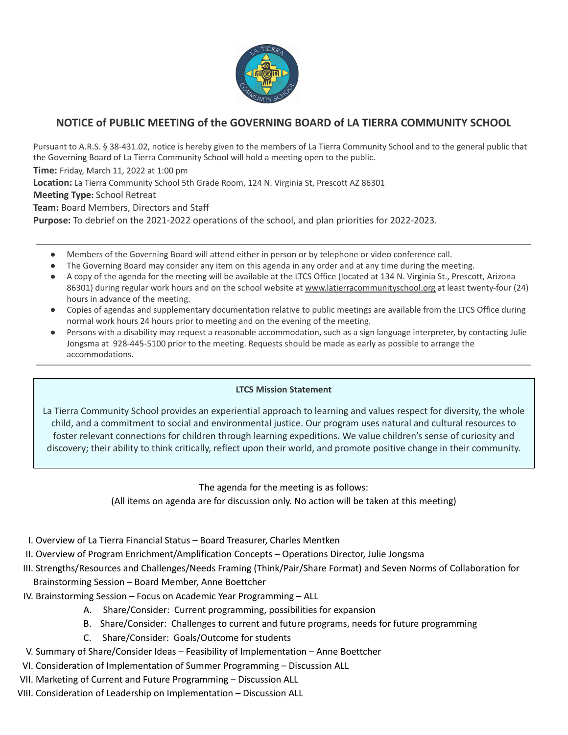## NOTICE of PUBLIC MEETING of the GOVERNING BOARD of LA TIERRA COMMUNITY SCHOOL

Pursuant to A.R.S. § 38-431.02, notice is hereby given to the members of La Tierra Community School and to the general public that the Governing Board of La Tierra Community School will hold a meeting open to the public.

**Time:** Friday, March 11, 2022 at 1:00 pm

**Location:** La Tierra Community School 5th Grade Room, 124 N. Virginia St, Prescott AZ 86301

**Meeting Type:** School Retreat

**Team:** Board Members, Directors and Staff

**Purpose:** To debrief on the 2021-2022 operations of the school, and plan priorities for 2022-2023.

---

- Members of the Governing Board will attend either in person or by telephone or video conference call.
- The Governing Board may consider any item on this agenda in any order and at any time during the meeting.
- A copy of the agenda for the meeting will be available at the LTCS Office (located at 134 N. Virginia St., Prescott, Arizona 86301) during regular work hours and on the school website at www.latierracommunityschool.org at least twenty-four (24) hours in advance of the meeting.
- Copies of agendas and supplementary documentation relative to public meetings are available from the LTCS Office during normal work hours 24 hours prior to meeting and on the evening of the meeting.
- Persons with a disability may request a reasonable accommodation, such as a sign language interpreter, by contacting Julie Jongsma at 928-445-5100 prior to the meeting. Requests should be made as early as possible to arrange the accommodations.

---

**LTCS Mission Statement**

La Tierra Community School provides an experiential approach to learning and values respect for diversity, the whole child, and a commitment to social and environmental justice. Our program uses natural and cultural resources to foster relevant connections for children through learning expeditions. We value children's sense of curiosity and discovery; their ability to think critically, reflect upon their world, and promote positive change in their community.

The agenda for the meeting is as follows:

(All items on agenda are for discussion only. No action will be taken at this meeting)

I. Overview of La Tierra Financial Status – Board Treasurer, Charles Mentken

II. Overview of Program Enrichment/Amplification Concepts – Operations Director, Julie Jongsma

III. Strengths/Resources and Challenges/Needs Framing (Think/Pair/Share Format) and Seven Norms of Collaboration for Brainstorming Session – Board Member, Anne Boettcher

IV. Brainstorming Session – Focus on Academic Year Programming – ALL

  A. Share/Consider: Current programming, possibilities for expansion

  B. Share/Consider: Challenges to current and future programs, needs for future programming

  C. Share/Consider: Goals/Outcome for students

V. Summary of Share/Consider Ideas – Feasibility of Implementation – Anne Boettcher

VI. Consideration of Implementation of Summer Programming – Discussion ALL

VII. Marketing of Current and Future Programming – Discussion ALL

VIII. Consideration of Leadership on Implementation – Discussion ALL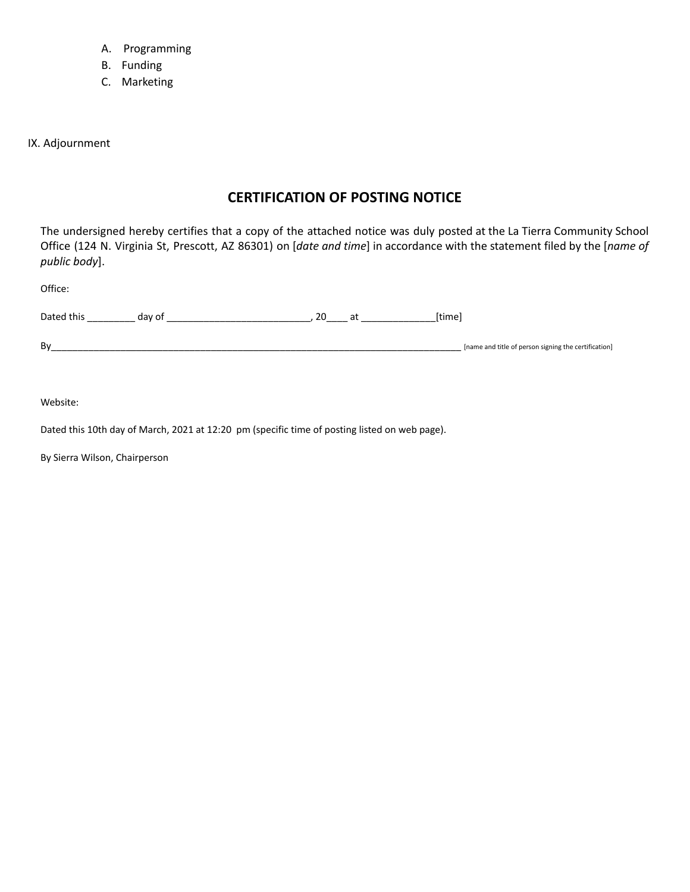A. Programming
B. Funding
C. Marketing

IX. Adjournment

## CERTIFICATION OF POSTING NOTICE

The undersigned hereby certifies that a copy of the attached notice was duly posted at the La Tierra Community School Office (124 N. Virginia St, Prescott, AZ 86301) on [*date and time*] in accordance with the statement filed by the [*name of public body*].

Office:

Dated this _________ day of ___________________________, 20____ at ______________[time]

By_________________________________________________________________________________ [name and title of person signing the certification]

Website:

Dated this 10th day of March, 2021 at 12:20 pm (specific time of posting listed on web page).

By Sierra Wilson, Chairperson